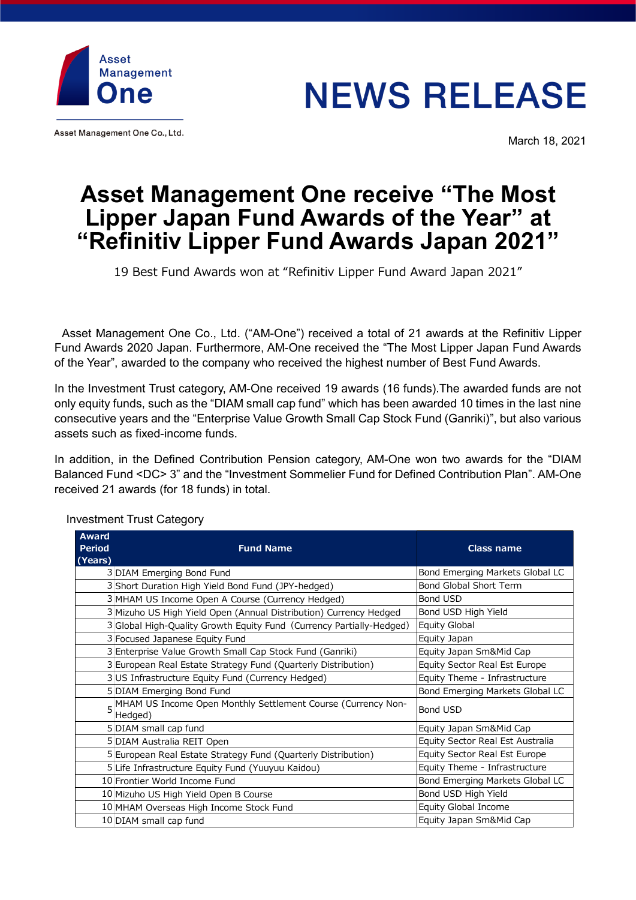Asset Management One

Asset Management One Co., Ltd.

# NEWS RELEASE

March 18, 2021

# Asset Management One receive “The Most Lipper Japan Fund Awards of the Year” at “Refinitiv Lipper Fund Awards Japan 2021”

19 Best Fund Awards won at “Refinitiv Lipper Fund Award Japan 2021”

Asset Management One Co., Ltd. (“AM-One”) received a total of 21 awards at the Refinitiv Lipper Fund Awards 2020 Japan. Furthermore, AM-One received the “The Most Lipper Japan Fund Awards of the Year”, awarded to the company who received the highest number of Best Fund Awards.

In the Investment Trust category, AM-One received 19 awards (16 funds).The awarded funds are not only equity funds, such as the “DIAM small cap fund” which has been awarded 10 times in the last nine consecutive years and the “Enterprise Value Growth Small Cap Stock Fund (Ganriki)”, but also various assets such as fixed-income funds.

In addition, in the Defined Contribution Pension category, AM-One won two awards for the “DIAM Balanced Fund <DC> 3” and the “Investment Sommelier Fund for Defined Contribution Plan”. AM-One received 21 awards (for 18 funds) in total.

Investment Trust Category

| Award Period (Years) | Fund Name | Class name |
|---|---|---|
| 3 | DIAM Emerging Bond Fund | Bond Emerging Markets Global LC |
| 3 | Short Duration High Yield Bond Fund (JPY-hedged) | Bond Global Short Term |
| 3 | MHAM US Income Open A Course (Currency Hedged) | Bond USD |
| 3 | Mizuho US High Yield Open (Annual Distribution) Currency Hedged | Bond USD High Yield |
| 3 | Global High-Quality Growth Equity Fund (Currency Partially-Hedged) | Equity Global |
| 3 | Focused Japanese Equity Fund | Equity Japan |
| 3 | Enterprise Value Growth Small Cap Stock Fund (Ganriki) | Equity Japan Sm&Mid Cap |
| 3 | European Real Estate Strategy Fund (Quarterly Distribution) | Equity Sector Real Est Europe |
| 3 | US Infrastructure Equity Fund (Currency Hedged) | Equity Theme - Infrastructure |
| 5 | DIAM Emerging Bond Fund | Bond Emerging Markets Global LC |
| 5 | MHAM US Income Open Monthly Settlement Course (Currency Non-Hedged) | Bond USD |
| 5 | DIAM small cap fund | Equity Japan Sm&Mid Cap |
| 5 | DIAM Australia REIT Open | Equity Sector Real Est Australia |
| 5 | European Real Estate Strategy Fund (Quarterly Distribution) | Equity Sector Real Est Europe |
| 5 | Life Infrastructure Equity Fund (Yuuyuu Kaidou) | Equity Theme - Infrastructure |
| 10 | Frontier World Income Fund | Bond Emerging Markets Global LC |
| 10 | Mizuho US High Yield Open B Course | Bond USD High Yield |
| 10 | MHAM Overseas High Income Stock Fund | Equity Global Income |
| 10 | DIAM small cap fund | Equity Japan Sm&Mid Cap |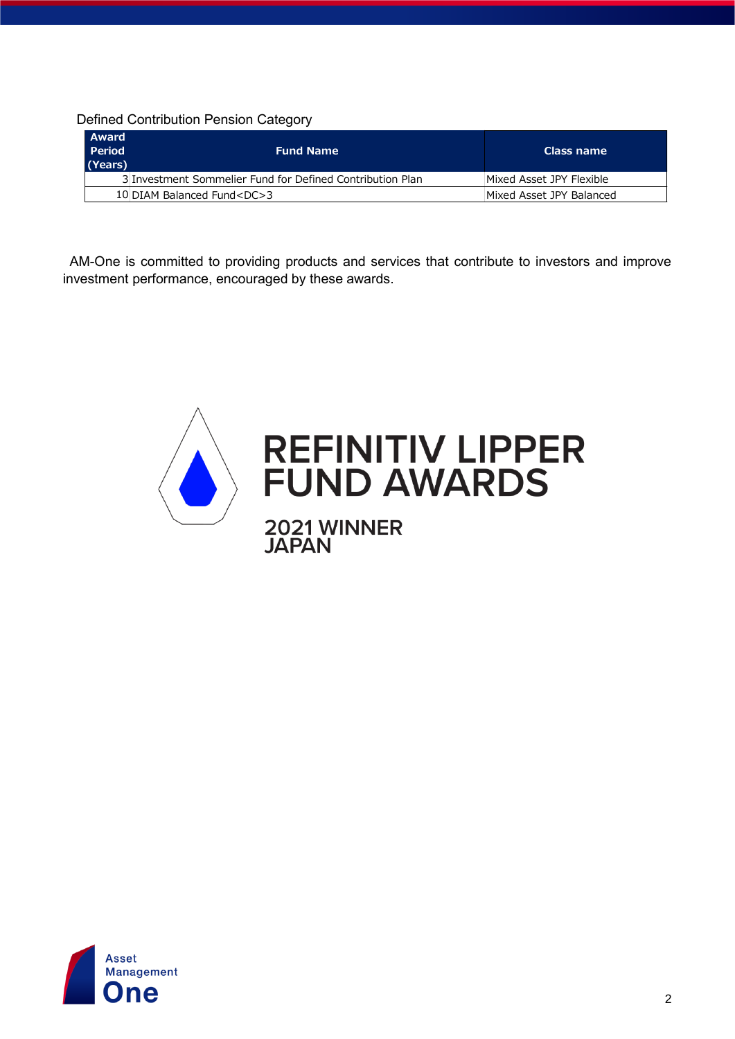Defined Contribution Pension Category

| Award Period (Years) | Fund Name | Class name |
| --- | --- | --- |
| 3 | Investment Sommelier Fund for Defined Contribution Plan | Mixed Asset JPY Flexible |
| 10 | DIAM Balanced Fund<DC>3 | Mixed Asset JPY Balanced |

AM-One is committed to providing products and services that contribute to investors and improve investment performance, encouraged by these awards.

REFINITIV LIPPER FUND AWARDS

2021 WINNER JAPAN

Asset Management One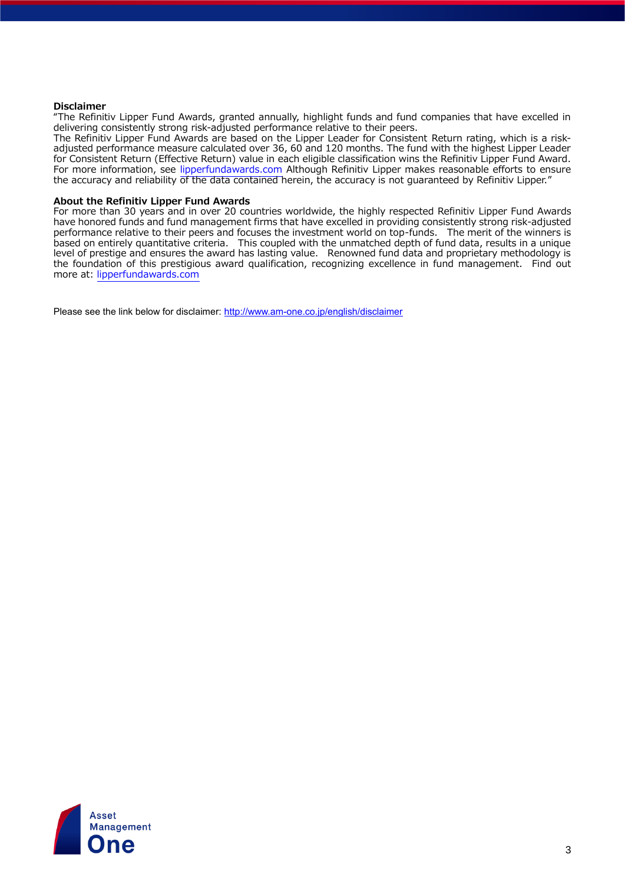**Disclaimer**

"The Refinitiv Lipper Fund Awards, granted annually, highlight funds and fund companies that have excelled in delivering consistently strong risk-adjusted performance relative to their peers.

The Refinitiv Lipper Fund Awards are based on the Lipper Leader for Consistent Return rating, which is a risk-adjusted performance measure calculated over 36, 60 and 120 months. The fund with the highest Lipper Leader for Consistent Return (Effective Return) value in each eligible classification wins the Refinitiv Lipper Fund Award. For more information, see lipperfundawards.com Although Refinitiv Lipper makes reasonable efforts to ensure the accuracy and reliability of the data contained herein, the accuracy is not guaranteed by Refinitiv Lipper."

**About the Refinitiv Lipper Fund Awards**

For more than 30 years and in over 20 countries worldwide, the highly respected Refinitiv Lipper Fund Awards have honored funds and fund management firms that have excelled in providing consistently strong risk-adjusted performance relative to their peers and focuses the investment world on top-funds. The merit of the winners is based on entirely quantitative criteria. This coupled with the unmatched depth of fund data, results in a unique level of prestige and ensures the award has lasting value. Renowned fund data and proprietary methodology is the foundation of this prestigious award qualification, recognizing excellence in fund management. Find out more at: lipperfundawards.com

Please see the link below for disclaimer: http://www.am-one.co.jp/english/disclaimer

Asset Management One